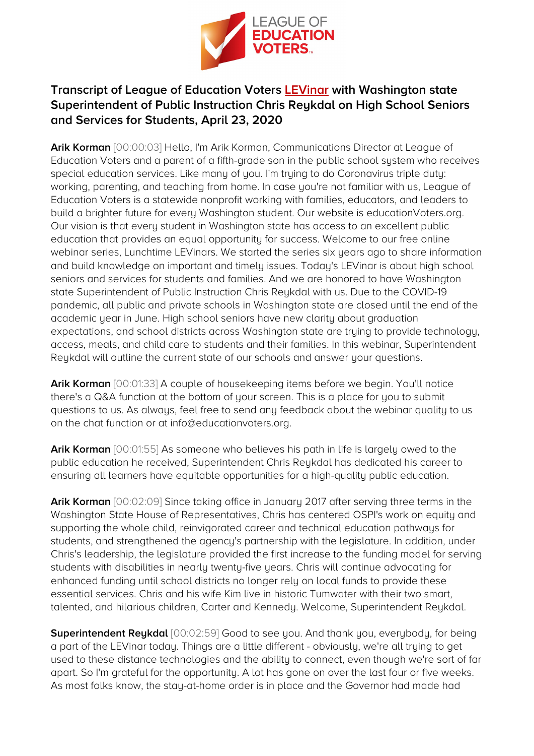# Transcript of League of Education Voters LEVinar with Washington state Superintendent of Public Instruction Chris Reykdal on High School Seniors and Services for Students, April 23, 2020

**Arik Korman** [00:00:03] Hello, I'm Arik Korman, Communications Director at League of Education Voters and a parent of a fifth-grade son in the public school system who receives special education services. Like many of you. I'm trying to do Coronavirus triple duty: working, parenting, and teaching from home. In case you're not familiar with us, League of Education Voters is a statewide nonprofit working with families, educators, and leaders to build a brighter future for every Washington student. Our website is educationVoters.org. Our vision is that every student in Washington state has access to an excellent public education that provides an equal opportunity for success. Welcome to our free online webinar series, Lunchtime LEVinars. We started the series six years ago to share information and build knowledge on important and timely issues. Today's LEVinar is about high school seniors and services for students and families. And we are honored to have Washington state Superintendent of Public Instruction Chris Reykdal with us. Due to the COVID-19 pandemic, all public and private schools in Washington state are closed until the end of the academic year in June. High school seniors have new clarity about graduation expectations, and school districts across Washington state are trying to provide technology, access, meals, and child care to students and their families. In this webinar, Superintendent Reykdal will outline the current state of our schools and answer your questions.

**Arik Korman** [00:01:33] A couple of housekeeping items before we begin. You'll notice there's a Q&A function at the bottom of your screen. This is a place for you to submit questions to us. As always, feel free to send any feedback about the webinar quality to us on the chat function or at info@educationvoters.org.

**Arik Korman** [00:01:55] As someone who believes his path in life is largely owed to the public education he received, Superintendent Chris Reykdal has dedicated his career to ensuring all learners have equitable opportunities for a high-quality public education.

**Arik Korman** [00:02:09] Since taking office in January 2017 after serving three terms in the Washington State House of Representatives, Chris has centered OSPI's work on equity and supporting the whole child, reinvigorated career and technical education pathways for students, and strengthened the agency's partnership with the legislature. In addition, under Chris's leadership, the legislature provided the first increase to the funding model for serving students with disabilities in nearly twenty-five years. Chris will continue advocating for enhanced funding until school districts no longer rely on local funds to provide these essential services. Chris and his wife Kim live in historic Tumwater with their two smart, talented, and hilarious children, Carter and Kennedy. Welcome, Superintendent Reykdal.

**Superintendent Reykdal** [00:02:59] Good to see you. And thank you, everybody, for being a part of the LEVinar today. Things are a little different - obviously, we're all trying to get used to these distance technologies and the ability to connect, even though we're sort of far apart. So I'm grateful for the opportunity. A lot has gone on over the last four or five weeks. As most folks know, the stay-at-home order is in place and the Governor had made had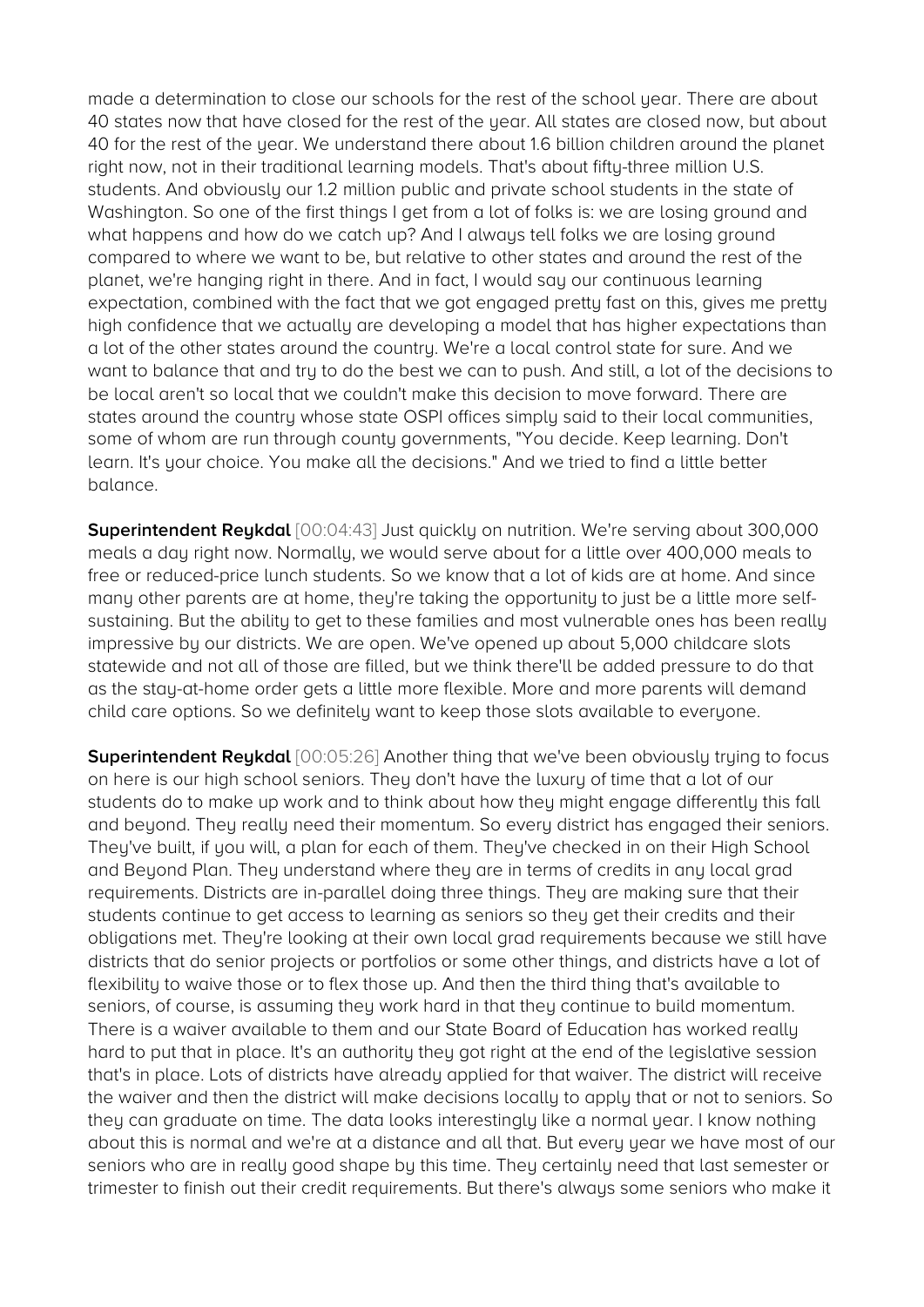made a determination to close our schools for the rest of the school year. There are about 40 states now that have closed for the rest of the year. All states are closed now, but about 40 for the rest of the year. We understand there about 1.6 billion children around the planet right now, not in their traditional learning models. That's about fifty-three million U.S. students. And obviously our 1.2 million public and private school students in the state of Washington. So one of the first things I get from a lot of folks is: we are losing ground and what happens and how do we catch up? And I always tell folks we are losing ground compared to where we want to be, but relative to other states and around the rest of the planet, we're hanging right in there. And in fact, I would say our continuous learning expectation, combined with the fact that we got engaged pretty fast on this, gives me pretty high confidence that we actually are developing a model that has higher expectations than a lot of the other states around the country. We're a local control state for sure. And we want to balance that and try to do the best we can to push. And still, a lot of the decisions to be local aren't so local that we couldn't make this decision to move forward. There are states around the country whose state OSPI offices simply said to their local communities, some of whom are run through county governments, "You decide. Keep learning. Don't learn. It's your choice. You make all the decisions." And we tried to find a little better balance.

**Superintendent Reykdal** [00:04:43] Just quickly on nutrition. We're serving about 300,000 meals a day right now. Normally, we would serve about for a little over 400,000 meals to free or reduced-price lunch students. So we know that a lot of kids are at home. And since many other parents are at home, they're taking the opportunity to just be a little more self-sustaining. But the ability to get to these families and most vulnerable ones has been really impressive by our districts. We are open. We've opened up about 5,000 childcare slots statewide and not all of those are filled, but we think there'll be added pressure to do that as the stay-at-home order gets a little more flexible. More and more parents will demand child care options. So we definitely want to keep those slots available to everyone.

**Superintendent Reykdal** [00:05:26] Another thing that we've been obviously trying to focus on here is our high school seniors. They don't have the luxury of time that a lot of our students do to make up work and to think about how they might engage differently this fall and beyond. They really need their momentum. So every district has engaged their seniors. They've built, if you will, a plan for each of them. They've checked in on their High School and Beyond Plan. They understand where they are in terms of credits in any local grad requirements. Districts are in-parallel doing three things. They are making sure that their students continue to get access to learning as seniors so they get their credits and their obligations met. They're looking at their own local grad requirements because we still have districts that do senior projects or portfolios or some other things, and districts have a lot of flexibility to waive those or to flex those up. And then the third thing that's available to seniors, of course, is assuming they work hard in that they continue to build momentum. There is a waiver available to them and our State Board of Education has worked really hard to put that in place. It's an authority they got right at the end of the legislative session that's in place. Lots of districts have already applied for that waiver. The district will receive the waiver and then the district will make decisions locally to apply that or not to seniors. So they can graduate on time. The data looks interestingly like a normal year. I know nothing about this is normal and we're at a distance and all that. But every year we have most of our seniors who are in really good shape by this time. They certainly need that last semester or trimester to finish out their credit requirements. But there's always some seniors who make it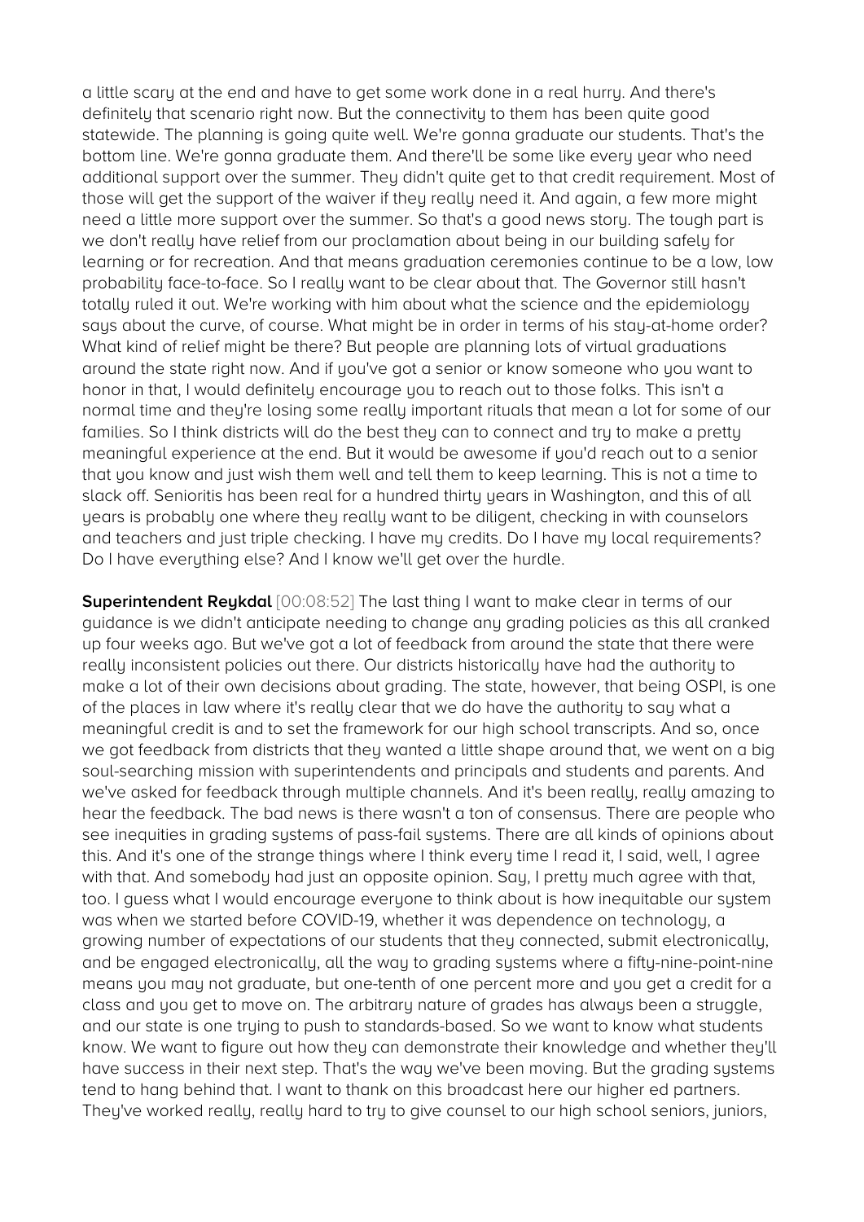a little scary at the end and have to get some work done in a real hurry. And there's definitely that scenario right now. But the connectivity to them has been quite good statewide. The planning is going quite well. We're gonna graduate our students. That's the bottom line. We're gonna graduate them. And there'll be some like every year who need additional support over the summer. They didn't quite get to that credit requirement. Most of those will get the support of the waiver if they really need it. And again, a few more might need a little more support over the summer. So that's a good news story. The tough part is we don't really have relief from our proclamation about being in our building safely for learning or for recreation. And that means graduation ceremonies continue to be a low, low probability face-to-face. So I really want to be clear about that. The Governor still hasn't totally ruled it out. We're working with him about what the science and the epidemiology says about the curve, of course. What might be in order in terms of his stay-at-home order? What kind of relief might be there? But people are planning lots of virtual graduations around the state right now. And if you've got a senior or know someone who you want to honor in that, I would definitely encourage you to reach out to those folks. This isn't a normal time and they're losing some really important rituals that mean a lot for some of our families. So I think districts will do the best they can to connect and try to make a pretty meaningful experience at the end. But it would be awesome if you'd reach out to a senior that you know and just wish them well and tell them to keep learning. This is not a time to slack off. Senioritis has been real for a hundred thirty years in Washington, and this of all years is probably one where they really want to be diligent, checking in with counselors and teachers and just triple checking. I have my credits. Do I have my local requirements? Do I have everything else? And I know we'll get over the hurdle.

**Superintendent Reykdal** [00:08:52] The last thing I want to make clear in terms of our guidance is we didn't anticipate needing to change any grading policies as this all cranked up four weeks ago. But we've got a lot of feedback from around the state that there were really inconsistent policies out there. Our districts historically have had the authority to make a lot of their own decisions about grading. The state, however, that being OSPI, is one of the places in law where it's really clear that we do have the authority to say what a meaningful credit is and to set the framework for our high school transcripts. And so, once we got feedback from districts that they wanted a little shape around that, we went on a big soul-searching mission with superintendents and principals and students and parents. And we've asked for feedback through multiple channels. And it's been really, really amazing to hear the feedback. The bad news is there wasn't a ton of consensus. There are people who see inequities in grading systems of pass-fail systems. There are all kinds of opinions about this. And it's one of the strange things where I think every time I read it, I said, well, I agree with that. And somebody had just an opposite opinion. Say, I pretty much agree with that, too. I guess what I would encourage everyone to think about is how inequitable our system was when we started before COVID-19, whether it was dependence on technology, a growing number of expectations of our students that they connected, submit electronically, and be engaged electronically, all the way to grading systems where a fifty-nine-point-nine means you may not graduate, but one-tenth of one percent more and you get a credit for a class and you get to move on. The arbitrary nature of grades has always been a struggle, and our state is one trying to push to standards-based. So we want to know what students know. We want to figure out how they can demonstrate their knowledge and whether they'll have success in their next step. That's the way we've been moving. But the grading systems tend to hang behind that. I want to thank on this broadcast here our higher ed partners. They've worked really, really hard to try to give counsel to our high school seniors, juniors,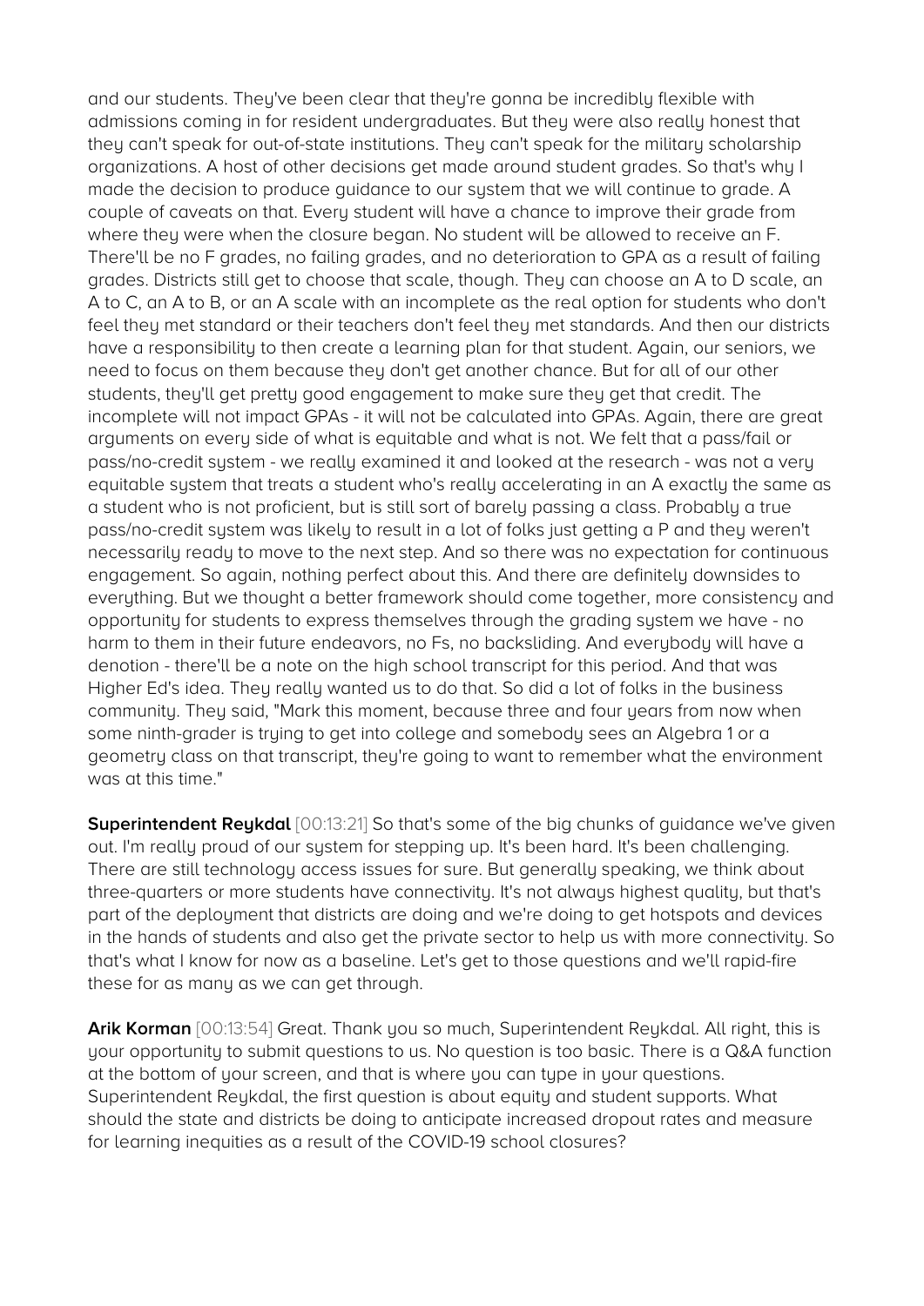and our students. They've been clear that they're gonna be incredibly flexible with admissions coming in for resident undergraduates. But they were also really honest that they can't speak for out-of-state institutions. They can't speak for the military scholarship organizations. A host of other decisions get made around student grades. So that's why I made the decision to produce guidance to our system that we will continue to grade. A couple of caveats on that. Every student will have a chance to improve their grade from where they were when the closure began. No student will be allowed to receive an F. There'll be no F grades, no failing grades, and no deterioration to GPA as a result of failing grades. Districts still get to choose that scale, though. They can choose an A to D scale, an A to C, an A to B, or an A scale with an incomplete as the real option for students who don't feel they met standard or their teachers don't feel they met standards. And then our districts have a responsibility to then create a learning plan for that student. Again, our seniors, we need to focus on them because they don't get another chance. But for all of our other students, they'll get pretty good engagement to make sure they get that credit. The incomplete will not impact GPAs - it will not be calculated into GPAs. Again, there are great arguments on every side of what is equitable and what is not. We felt that a pass/fail or pass/no-credit system - we really examined it and looked at the research - was not a very equitable system that treats a student who's really accelerating in an A exactly the same as a student who is not proficient, but is still sort of barely passing a class. Probably a true pass/no-credit system was likely to result in a lot of folks just getting a P and they weren't necessarily ready to move to the next step. And so there was no expectation for continuous engagement. So again, nothing perfect about this. And there are definitely downsides to everything. But we thought a better framework should come together, more consistency and opportunity for students to express themselves through the grading system we have - no harm to them in their future endeavors, no Fs, no backsliding. And everybody will have a denotion - there'll be a note on the high school transcript for this period. And that was Higher Ed's idea. They really wanted us to do that. So did a lot of folks in the business community. They said, "Mark this moment, because three and four years from now when some ninth-grader is trying to get into college and somebody sees an Algebra 1 or a geometry class on that transcript, they're going to want to remember what the environment was at this time."

**Superintendent Reykdal** [00:13:21] So that's some of the big chunks of guidance we've given out. I'm really proud of our system for stepping up. It's been hard. It's been challenging. There are still technology access issues for sure. But generally speaking, we think about three-quarters or more students have connectivity. It's not always highest quality, but that's part of the deployment that districts are doing and we're doing to get hotspots and devices in the hands of students and also get the private sector to help us with more connectivity. So that's what I know for now as a baseline. Let's get to those questions and we'll rapid-fire these for as many as we can get through.

**Arik Korman** [00:13:54] Great. Thank you so much, Superintendent Reykdal. All right, this is your opportunity to submit questions to us. No question is too basic. There is a Q&A function at the bottom of your screen, and that is where you can type in your questions. Superintendent Reykdal, the first question is about equity and student supports. What should the state and districts be doing to anticipate increased dropout rates and measure for learning inequities as a result of the COVID-19 school closures?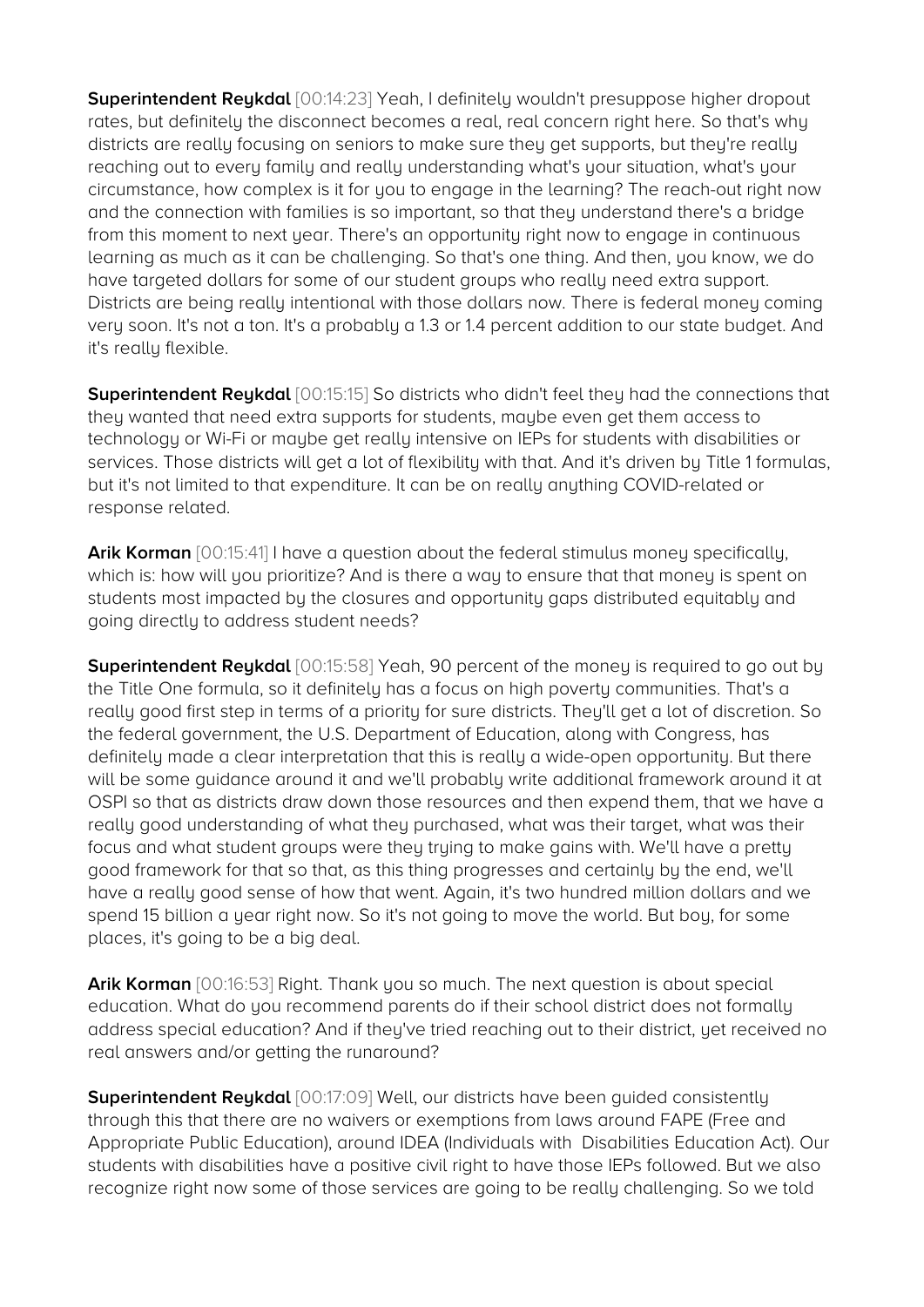**Superintendent Reykdal** [00:14:23] Yeah, I definitely wouldn't presuppose higher dropout rates, but definitely the disconnect becomes a real, real concern right here. So that's why districts are really focusing on seniors to make sure they get supports, but they're really reaching out to every family and really understanding what's your situation, what's your circumstance, how complex is it for you to engage in the learning? The reach-out right now and the connection with families is so important, so that they understand there's a bridge from this moment to next year. There's an opportunity right now to engage in continuous learning as much as it can be challenging. So that's one thing. And then, you know, we do have targeted dollars for some of our student groups who really need extra support. Districts are being really intentional with those dollars now. There is federal money coming very soon. It's not a ton. It's a probably a 1.3 or 1.4 percent addition to our state budget. And it's really flexible.

**Superintendent Reykdal** [00:15:15] So districts who didn't feel they had the connections that they wanted that need extra supports for students, maybe even get them access to technology or Wi-Fi or maybe get really intensive on IEPs for students with disabilities or services. Those districts will get a lot of flexibility with that. And it's driven by Title 1 formulas, but it's not limited to that expenditure. It can be on really anything COVID-related or response related.

**Arik Korman** [00:15:41] I have a question about the federal stimulus money specifically, which is: how will you prioritize? And is there a way to ensure that that money is spent on students most impacted by the closures and opportunity gaps distributed equitably and going directly to address student needs?

**Superintendent Reykdal** [00:15:58] Yeah, 90 percent of the money is required to go out by the Title One formula, so it definitely has a focus on high poverty communities. That's a really good first step in terms of a priority for sure districts. They'll get a lot of discretion. So the federal government, the U.S. Department of Education, along with Congress, has definitely made a clear interpretation that this is really a wide-open opportunity. But there will be some guidance around it and we'll probably write additional framework around it at OSPI so that as districts draw down those resources and then expend them, that we have a really good understanding of what they purchased, what was their target, what was their focus and what student groups were they trying to make gains with. We'll have a pretty good framework for that so that, as this thing progresses and certainly by the end, we'll have a really good sense of how that went. Again, it's two hundred million dollars and we spend 15 billion a year right now. So it's not going to move the world. But boy, for some places, it's going to be a big deal.

**Arik Korman** [00:16:53] Right. Thank you so much. The next question is about special education. What do you recommend parents do if their school district does not formally address special education? And if they've tried reaching out to their district, yet received no real answers and/or getting the runaround?

**Superintendent Reykdal** [00:17:09] Well, our districts have been guided consistently through this that there are no waivers or exemptions from laws around FAPE (Free and Appropriate Public Education), around IDEA (Individuals with Disabilities Education Act). Our students with disabilities have a positive civil right to have those IEPs followed. But we also recognize right now some of those services are going to be really challenging. So we told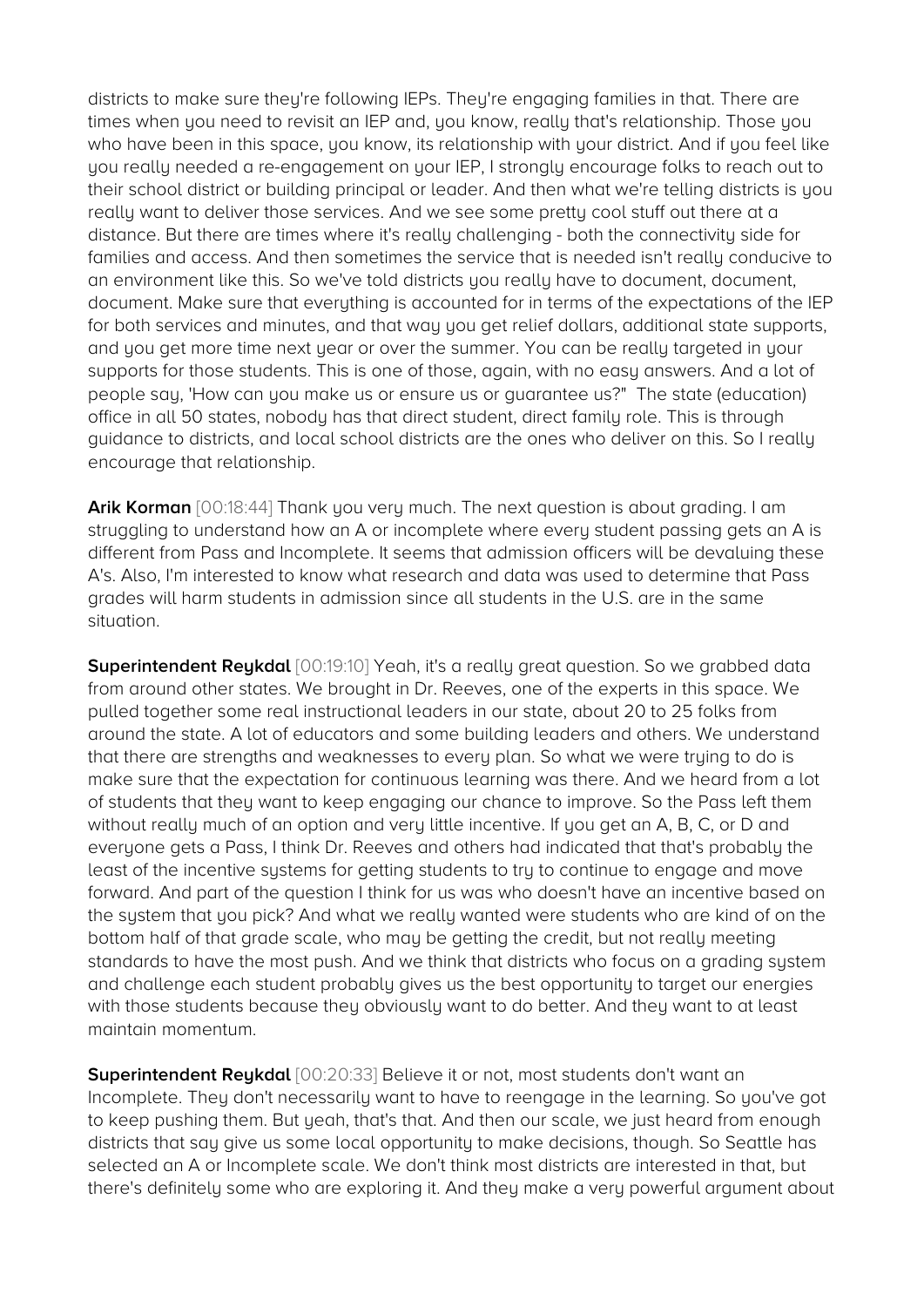districts to make sure they're following IEPs. They're engaging families in that. There are times when you need to revisit an IEP and, you know, really that's relationship. Those you who have been in this space, you know, its relationship with your district. And if you feel like you really needed a re-engagement on your IEP, I strongly encourage folks to reach out to their school district or building principal or leader. And then what we're telling districts is you really want to deliver those services. And we see some pretty cool stuff out there at a distance. But there are times where it's really challenging - both the connectivity side for families and access. And then sometimes the service that is needed isn't really conducive to an environment like this. So we've told districts you really have to document, document, document. Make sure that everything is accounted for in terms of the expectations of the IEP for both services and minutes, and that way you get relief dollars, additional state supports, and you get more time next year or over the summer. You can be really targeted in your supports for those students. This is one of those, again, with no easy answers. And a lot of people say, 'How can you make us or ensure us or guarantee us?" The state (education) office in all 50 states, nobody has that direct student, direct family role. This is through guidance to districts, and local school districts are the ones who deliver on this. So I really encourage that relationship.

**Arik Korman** [00:18:44] Thank you very much. The next question is about grading. I am struggling to understand how an A or incomplete where every student passing gets an A is different from Pass and Incomplete. It seems that admission officers will be devaluing these A's. Also, I'm interested to know what research and data was used to determine that Pass grades will harm students in admission since all students in the U.S. are in the same situation.

**Superintendent Reykdal** [00:19:10] Yeah, it's a really great question. So we grabbed data from around other states. We brought in Dr. Reeves, one of the experts in this space. We pulled together some real instructional leaders in our state, about 20 to 25 folks from around the state. A lot of educators and some building leaders and others. We understand that there are strengths and weaknesses to every plan. So what we were trying to do is make sure that the expectation for continuous learning was there. And we heard from a lot of students that they want to keep engaging our chance to improve. So the Pass left them without really much of an option and very little incentive. If you get an A, B, C, or D and everyone gets a Pass, I think Dr. Reeves and others had indicated that that's probably the least of the incentive systems for getting students to try to continue to engage and move forward. And part of the question I think for us was who doesn't have an incentive based on the system that you pick? And what we really wanted were students who are kind of on the bottom half of that grade scale, who may be getting the credit, but not really meeting standards to have the most push. And we think that districts who focus on a grading system and challenge each student probably gives us the best opportunity to target our energies with those students because they obviously want to do better. And they want to at least maintain momentum.

**Superintendent Reykdal** [00:20:33] Believe it or not, most students don't want an Incomplete. They don't necessarily want to have to reengage in the learning. So you've got to keep pushing them. But yeah, that's that. And then our scale, we just heard from enough districts that say give us some local opportunity to make decisions, though. So Seattle has selected an A or Incomplete scale. We don't think most districts are interested in that, but there's definitely some who are exploring it. And they make a very powerful argument about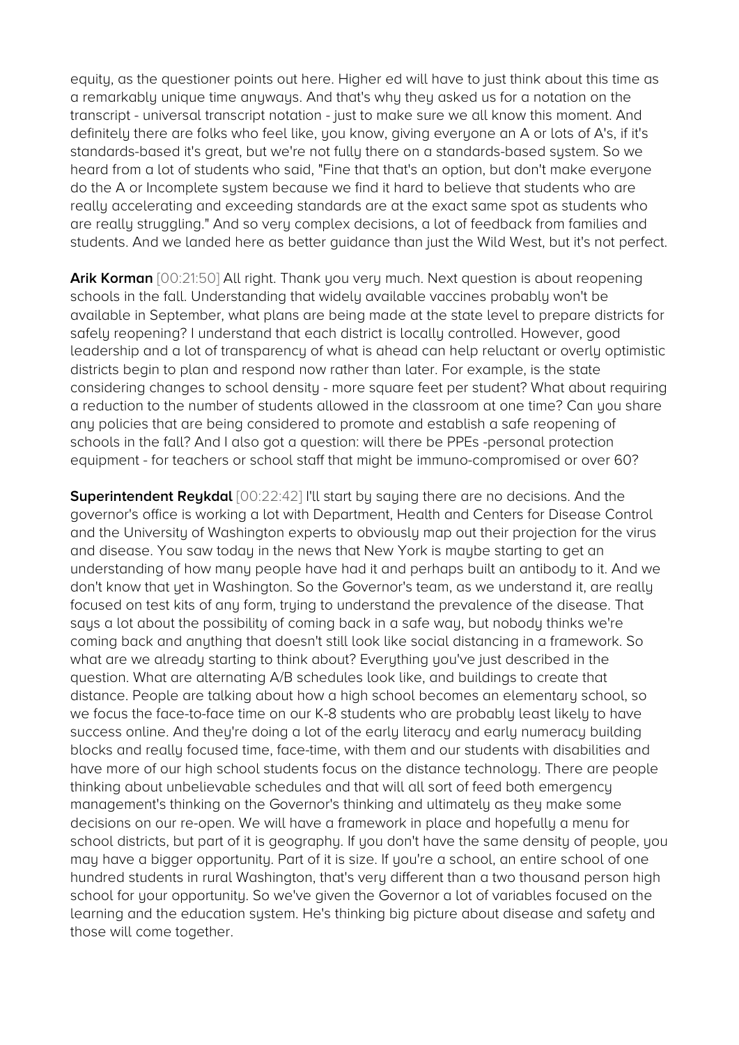equity, as the questioner points out here. Higher ed will have to just think about this time as a remarkably unique time anyways. And that's why they asked us for a notation on the transcript - universal transcript notation - just to make sure we all know this moment. And definitely there are folks who feel like, you know, giving everyone an A or lots of A's, if it's standards-based it's great, but we're not fully there on a standards-based system. So we heard from a lot of students who said, "Fine that that's an option, but don't make everyone do the A or Incomplete system because we find it hard to believe that students who are really accelerating and exceeding standards are at the exact same spot as students who are really struggling." And so very complex decisions, a lot of feedback from families and students. And we landed here as better guidance than just the Wild West, but it's not perfect.

**Arik Korman** [00:21:50] All right. Thank you very much. Next question is about reopening schools in the fall. Understanding that widely available vaccines probably won't be available in September, what plans are being made at the state level to prepare districts for safely reopening? I understand that each district is locally controlled. However, good leadership and a lot of transparency of what is ahead can help reluctant or overly optimistic districts begin to plan and respond now rather than later. For example, is the state considering changes to school density - more square feet per student? What about requiring a reduction to the number of students allowed in the classroom at one time? Can you share any policies that are being considered to promote and establish a safe reopening of schools in the fall? And I also got a question: will there be PPEs -personal protection equipment - for teachers or school staff that might be immuno-compromised or over 60?

**Superintendent Reykdal** [00:22:42] I'll start by saying there are no decisions. And the governor's office is working a lot with Department, Health and Centers for Disease Control and the University of Washington experts to obviously map out their projection for the virus and disease. You saw today in the news that New York is maybe starting to get an understanding of how many people have had it and perhaps built an antibody to it. And we don't know that yet in Washington. So the Governor's team, as we understand it, are really focused on test kits of any form, trying to understand the prevalence of the disease. That says a lot about the possibility of coming back in a safe way, but nobody thinks we're coming back and anything that doesn't still look like social distancing in a framework. So what are we already starting to think about? Everything you've just described in the question. What are alternating A/B schedules look like, and buildings to create that distance. People are talking about how a high school becomes an elementary school, so we focus the face-to-face time on our K-8 students who are probably least likely to have success online. And they're doing a lot of the early literacy and early numeracy building blocks and really focused time, face-time, with them and our students with disabilities and have more of our high school students focus on the distance technology. There are people thinking about unbelievable schedules and that will all sort of feed both emergency management's thinking on the Governor's thinking and ultimately as they make some decisions on our re-open. We will have a framework in place and hopefully a menu for school districts, but part of it is geography. If you don't have the same density of people, you may have a bigger opportunity. Part of it is size. If you're a school, an entire school of one hundred students in rural Washington, that's very different than a two thousand person high school for your opportunity. So we've given the Governor a lot of variables focused on the learning and the education system. He's thinking big picture about disease and safety and those will come together.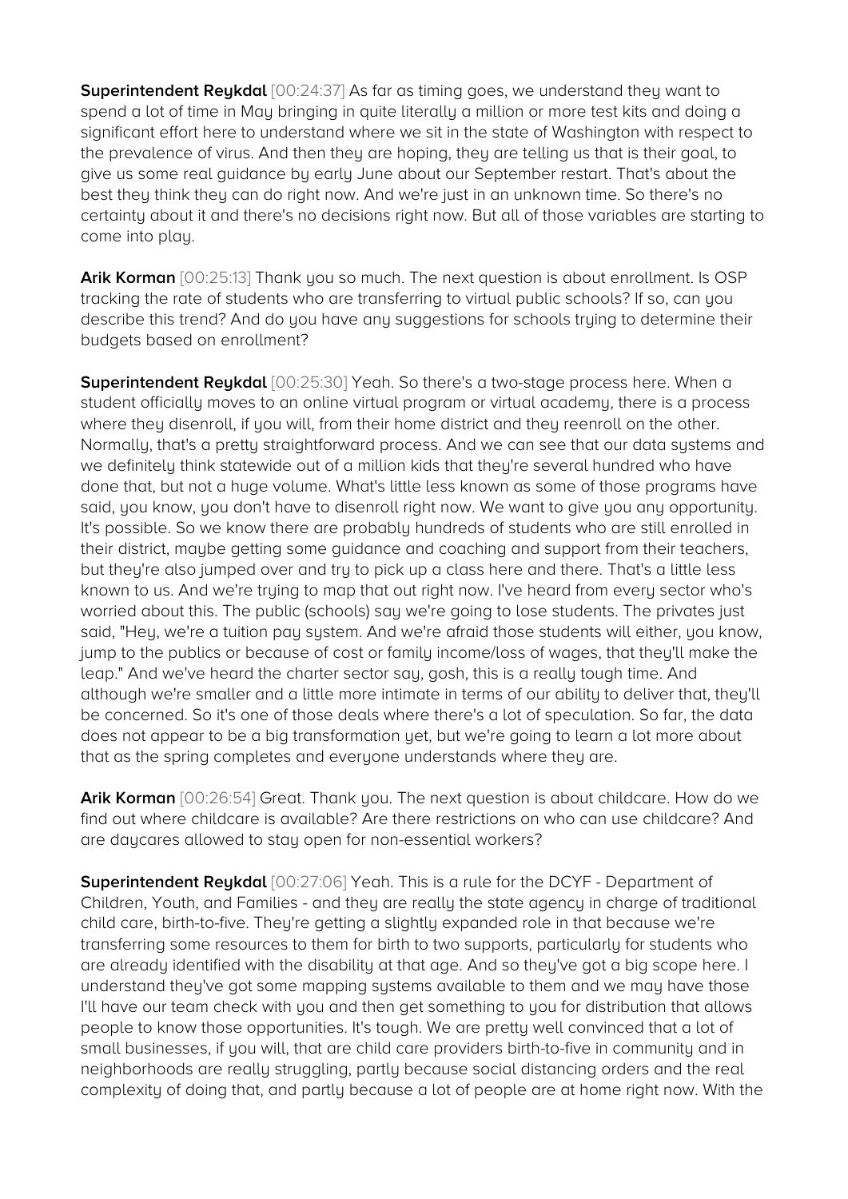**Superintendent Reykdal** [00:24:37] As far as timing goes, we understand they want to spend a lot of time in May bringing in quite literally a million or more test kits and doing a significant effort here to understand where we sit in the state of Washington with respect to the prevalence of virus. And then they are hoping, they are telling us that is their goal, to give us some real guidance by early June about our September restart. That's about the best they think they can do right now. And we're just in an unknown time. So there's no certainty about it and there's no decisions right now. But all of those variables are starting to come into play.

**Arik Korman** [00:25:13] Thank you so much. The next question is about enrollment. Is OSP tracking the rate of students who are transferring to virtual public schools? If so, can you describe this trend? And do you have any suggestions for schools trying to determine their budgets based on enrollment?

**Superintendent Reykdal** [00:25:30] Yeah. So there's a two-stage process here. When a student officially moves to an online virtual program or virtual academy, there is a process where they disenroll, if you will, from their home district and they reenroll on the other. Normally, that's a pretty straightforward process. And we can see that our data systems and we definitely think statewide out of a million kids that they're several hundred who have done that, but not a huge volume. What's little less known as some of those programs have said, you know, you don't have to disenroll right now. We want to give you any opportunity. It's possible. So we know there are probably hundreds of students who are still enrolled in their district, maybe getting some guidance and coaching and support from their teachers, but they're also jumped over and try to pick up a class here and there. That's a little less known to us. And we're trying to map that out right now. I've heard from every sector who's worried about this. The public (schools) say we're going to lose students. The privates just said, "Hey, we're a tuition pay system. And we're afraid those students will either, you know, jump to the publics or because of cost or family income/loss of wages, that they'll make the leap." And we've heard the charter sector say, gosh, this is a really tough time. And although we're smaller and a little more intimate in terms of our ability to deliver that, they'll be concerned. So it's one of those deals where there's a lot of speculation. So far, the data does not appear to be a big transformation yet, but we're going to learn a lot more about that as the spring completes and everyone understands where they are.

**Arik Korman** [00:26:54] Great. Thank you. The next question is about childcare. How do we find out where childcare is available? Are there restrictions on who can use childcare? And are daycares allowed to stay open for non-essential workers?

**Superintendent Reykdal** [00:27:06] Yeah. This is a rule for the DCYF - Department of Children, Youth, and Families - and they are really the state agency in charge of traditional child care, birth-to-five. They're getting a slightly expanded role in that because we're transferring some resources to them for birth to two supports, particularly for students who are already identified with the disability at that age. And so they've got a big scope here. I understand they've got some mapping systems available to them and we may have those I'll have our team check with you and then get something to you for distribution that allows people to know those opportunities. It's tough. We are pretty well convinced that a lot of small businesses, if you will, that are child care providers birth-to-five in community and in neighborhoods are really struggling, partly because social distancing orders and the real complexity of doing that, and partly because a lot of people are at home right now. With the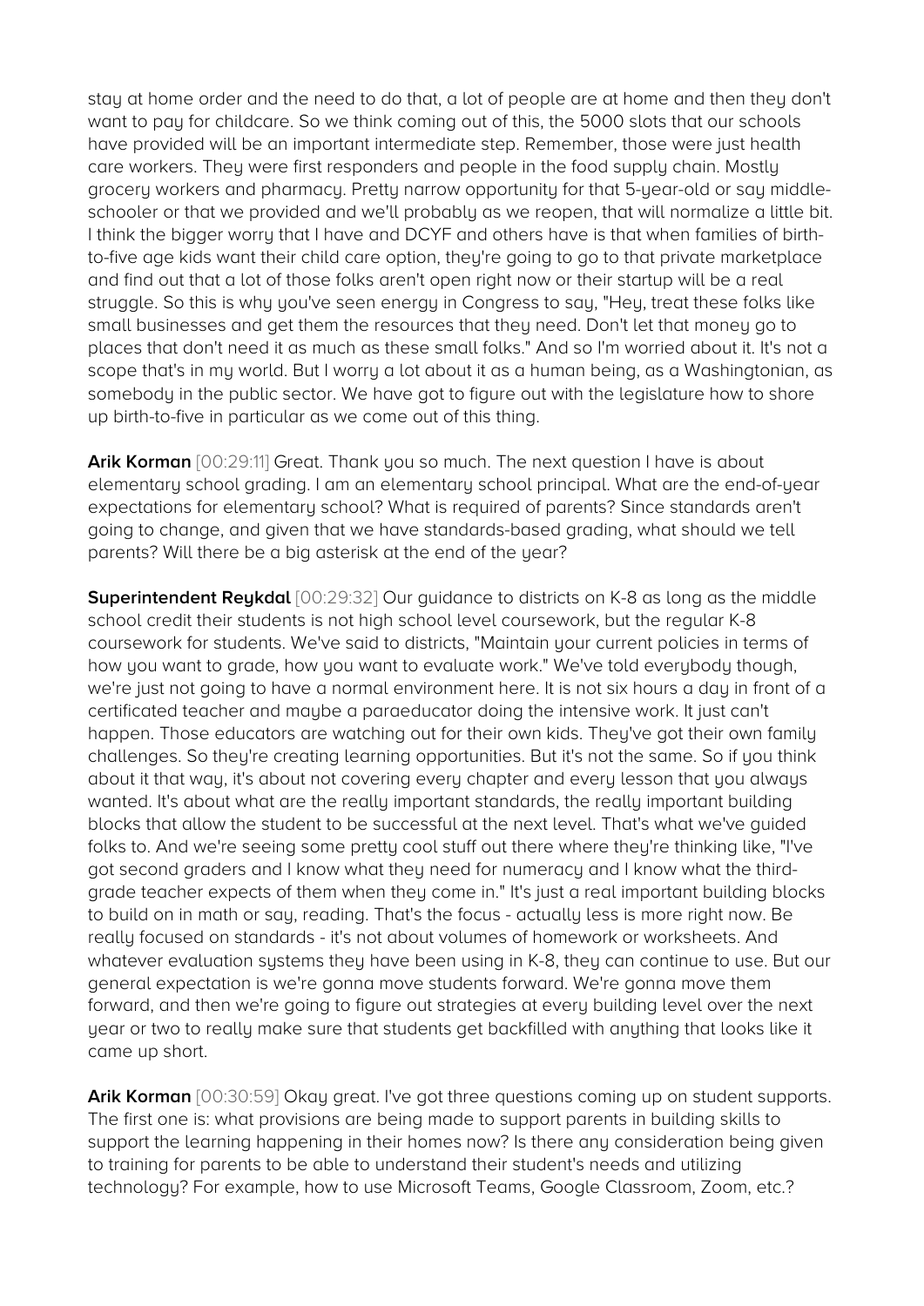stay at home order and the need to do that, a lot of people are at home and then they don't want to pay for childcare. So we think coming out of this, the 5000 slots that our schools have provided will be an important intermediate step. Remember, those were just health care workers. They were first responders and people in the food supply chain. Mostly grocery workers and pharmacy. Pretty narrow opportunity for that 5-year-old or say middle-schooler or that we provided and we'll probably as we reopen, that will normalize a little bit. I think the bigger worry that I have and DCYF and others have is that when families of birth-to-five age kids want their child care option, they're going to go to that private marketplace and find out that a lot of those folks aren't open right now or their startup will be a real struggle. So this is why you've seen energy in Congress to say, "Hey, treat these folks like small businesses and get them the resources that they need. Don't let that money go to places that don't need it as much as these small folks." And so I'm worried about it. It's not a scope that's in my world. But I worry a lot about it as a human being, as a Washingtonian, as somebody in the public sector. We have got to figure out with the legislature how to shore up birth-to-five in particular as we come out of this thing.

**Arik Korman** [00:29:11] Great. Thank you so much. The next question I have is about elementary school grading. I am an elementary school principal. What are the end-of-year expectations for elementary school? What is required of parents? Since standards aren't going to change, and given that we have standards-based grading, what should we tell parents? Will there be a big asterisk at the end of the year?

**Superintendent Reykdal** [00:29:32] Our guidance to districts on K-8 as long as the middle school credit their students is not high school level coursework, but the regular K-8 coursework for students. We've said to districts, "Maintain your current policies in terms of how you want to grade, how you want to evaluate work." We've told everybody though, we're just not going to have a normal environment here. It is not six hours a day in front of a certificated teacher and maybe a paraeducator doing the intensive work. It just can't happen. Those educators are watching out for their own kids. They've got their own family challenges. So they're creating learning opportunities. But it's not the same. So if you think about it that way, it's about not covering every chapter and every lesson that you always wanted. It's about what are the really important standards, the really important building blocks that allow the student to be successful at the next level. That's what we've guided folks to. And we're seeing some pretty cool stuff out there where they're thinking like, "I've got second graders and I know what they need for numeracy and I know what the third-grade teacher expects of them when they come in." It's just a real important building blocks to build on in math or say, reading. That's the focus - actually less is more right now. Be really focused on standards - it's not about volumes of homework or worksheets. And whatever evaluation systems they have been using in K-8, they can continue to use. But our general expectation is we're gonna move students forward. We're gonna move them forward, and then we're going to figure out strategies at every building level over the next year or two to really make sure that students get backfilled with anything that looks like it came up short.

**Arik Korman** [00:30:59] Okay great. I've got three questions coming up on student supports. The first one is: what provisions are being made to support parents in building skills to support the learning happening in their homes now? Is there any consideration being given to training for parents to be able to understand their student's needs and utilizing technology? For example, how to use Microsoft Teams, Google Classroom, Zoom, etc.?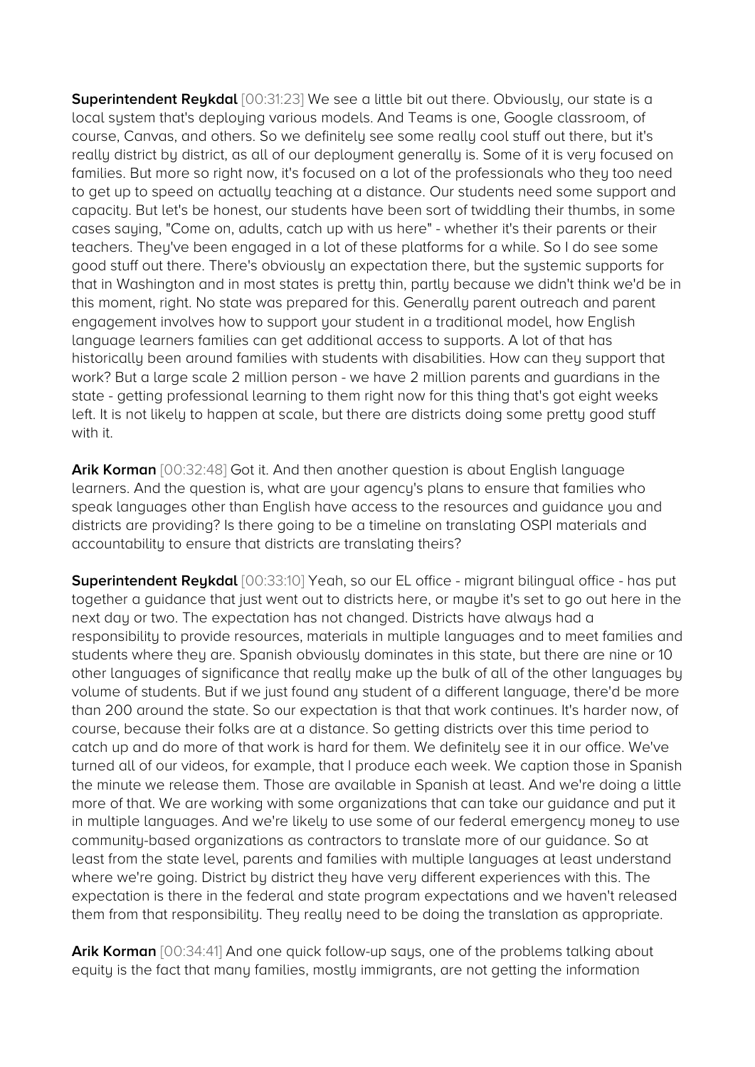**Superintendent Reykdal** [00:31:23] We see a little bit out there. Obviously, our state is a local system that's deploying various models. And Teams is one, Google classroom, of course, Canvas, and others. So we definitely see some really cool stuff out there, but it's really district by district, as all of our deployment generally is. Some of it is very focused on families. But more so right now, it's focused on a lot of the professionals who they too need to get up to speed on actually teaching at a distance. Our students need some support and capacity. But let's be honest, our students have been sort of twiddling their thumbs, in some cases saying, "Come on, adults, catch up with us here" - whether it's their parents or their teachers. They've been engaged in a lot of these platforms for a while. So I do see some good stuff out there. There's obviously an expectation there, but the systemic supports for that in Washington and in most states is pretty thin, partly because we didn't think we'd be in this moment, right. No state was prepared for this. Generally parent outreach and parent engagement involves how to support your student in a traditional model, how English language learners families can get additional access to supports. A lot of that has historically been around families with students with disabilities. How can they support that work? But a large scale 2 million person - we have 2 million parents and guardians in the state - getting professional learning to them right now for this thing that's got eight weeks left. It is not likely to happen at scale, but there are districts doing some pretty good stuff with it.

**Arik Korman** [00:32:48] Got it. And then another question is about English language learners. And the question is, what are your agency's plans to ensure that families who speak languages other than English have access to the resources and guidance you and districts are providing? Is there going to be a timeline on translating OSPI materials and accountability to ensure that districts are translating theirs?

**Superintendent Reykdal** [00:33:10] Yeah, so our EL office - migrant bilingual office - has put together a guidance that just went out to districts here, or maybe it's set to go out here in the next day or two. The expectation has not changed. Districts have always had a responsibility to provide resources, materials in multiple languages and to meet families and students where they are. Spanish obviously dominates in this state, but there are nine or 10 other languages of significance that really make up the bulk of all of the other languages by volume of students. But if we just found any student of a different language, there'd be more than 200 around the state. So our expectation is that that work continues. It's harder now, of course, because their folks are at a distance. So getting districts over this time period to catch up and do more of that work is hard for them. We definitely see it in our office. We've turned all of our videos, for example, that I produce each week. We caption those in Spanish the minute we release them. Those are available in Spanish at least. And we're doing a little more of that. We are working with some organizations that can take our guidance and put it in multiple languages. And we're likely to use some of our federal emergency money to use community-based organizations as contractors to translate more of our guidance. So at least from the state level, parents and families with multiple languages at least understand where we're going. District by district they have very different experiences with this. The expectation is there in the federal and state program expectations and we haven't released them from that responsibility. They really need to be doing the translation as appropriate.

**Arik Korman** [00:34:41] And one quick follow-up says, one of the problems talking about equity is the fact that many families, mostly immigrants, are not getting the information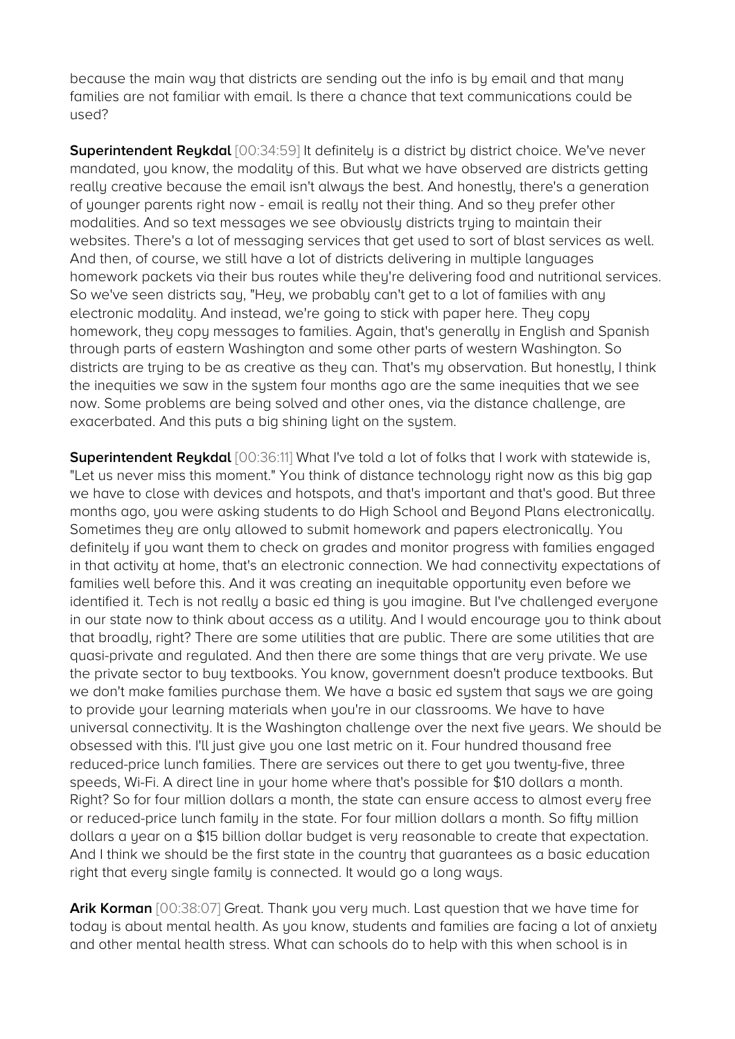because the main way that districts are sending out the info is by email and that many families are not familiar with email. Is there a chance that text communications could be used?

**Superintendent Reykdal** [00:34:59] It definitely is a district by district choice. We've never mandated, you know, the modality of this. But what we have observed are districts getting really creative because the email isn't always the best. And honestly, there's a generation of younger parents right now - email is really not their thing. And so they prefer other modalities. And so text messages we see obviously districts trying to maintain their websites. There's a lot of messaging services that get used to sort of blast services as well. And then, of course, we still have a lot of districts delivering in multiple languages homework packets via their bus routes while they're delivering food and nutritional services. So we've seen districts say, "Hey, we probably can't get to a lot of families with any electronic modality. And instead, we're going to stick with paper here. They copy homework, they copy messages to families. Again, that's generally in English and Spanish through parts of eastern Washington and some other parts of western Washington. So districts are trying to be as creative as they can. That's my observation. But honestly, I think the inequities we saw in the system four months ago are the same inequities that we see now. Some problems are being solved and other ones, via the distance challenge, are exacerbated. And this puts a big shining light on the system.

**Superintendent Reykdal** [00:36:11] What I've told a lot of folks that I work with statewide is, "Let us never miss this moment." You think of distance technology right now as this big gap we have to close with devices and hotspots, and that's important and that's good. But three months ago, you were asking students to do High School and Beyond Plans electronically. Sometimes they are only allowed to submit homework and papers electronically. You definitely if you want them to check on grades and monitor progress with families engaged in that activity at home, that's an electronic connection. We had connectivity expectations of families well before this. And it was creating an inequitable opportunity even before we identified it. Tech is not really a basic ed thing is you imagine. But I've challenged everyone in our state now to think about access as a utility. And I would encourage you to think about that broadly, right? There are some utilities that are public. There are some utilities that are quasi-private and regulated. And then there are some things that are very private. We use the private sector to buy textbooks. You know, government doesn't produce textbooks. But we don't make families purchase them. We have a basic ed system that says we are going to provide your learning materials when you're in our classrooms. We have to have universal connectivity. It is the Washington challenge over the next five years. We should be obsessed with this. I'll just give you one last metric on it. Four hundred thousand free reduced-price lunch families. There are services out there to get you twenty-five, three speeds, Wi-Fi. A direct line in your home where that's possible for $10 dollars a month. Right? So for four million dollars a month, the state can ensure access to almost every free or reduced-price lunch family in the state. For four million dollars a month. So fifty million dollars a year on a $15 billion dollar budget is very reasonable to create that expectation. And I think we should be the first state in the country that guarantees as a basic education right that every single family is connected. It would go a long ways.

**Arik Korman** [00:38:07] Great. Thank you very much. Last question that we have time for today is about mental health. As you know, students and families are facing a lot of anxiety and other mental health stress. What can schools do to help with this when school is in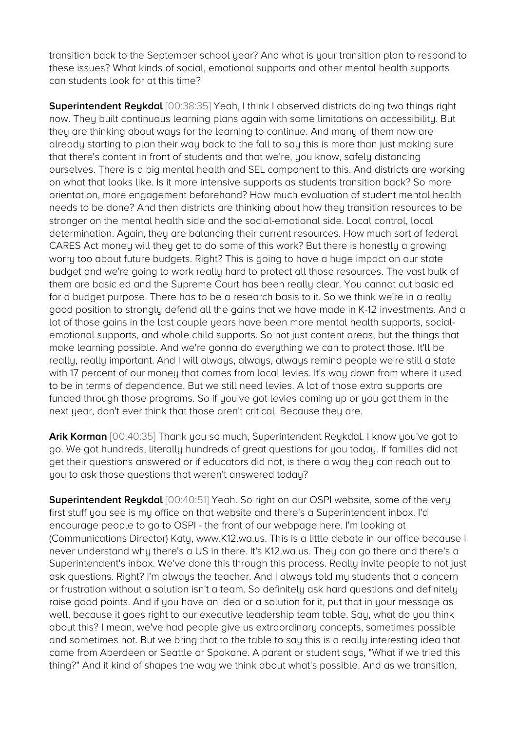transition back to the September school year? And what is your transition plan to respond to these issues? What kinds of social, emotional supports and other mental health supports can students look for at this time?

**Superintendent Reykdal** [00:38:35] Yeah, I think I observed districts doing two things right now. They built continuous learning plans again with some limitations on accessibility. But they are thinking about ways for the learning to continue. And many of them now are already starting to plan their way back to the fall to say this is more than just making sure that there's content in front of students and that we're, you know, safely distancing ourselves. There is a big mental health and SEL component to this. And districts are working on what that looks like. Is it more intensive supports as students transition back? So more orientation, more engagement beforehand? How much evaluation of student mental health needs to be done? And then districts are thinking about how they transition resources to be stronger on the mental health side and the social-emotional side. Local control, local determination. Again, they are balancing their current resources. How much sort of federal CARES Act money will they get to do some of this work? But there is honestly a growing worry too about future budgets. Right? This is going to have a huge impact on our state budget and we're going to work really hard to protect all those resources. The vast bulk of them are basic ed and the Supreme Court has been really clear. You cannot cut basic ed for a budget purpose. There has to be a research basis to it. So we think we're in a really good position to strongly defend all the gains that we have made in K-12 investments. And a lot of those gains in the last couple years have been more mental health supports, social-emotional supports, and whole child supports. So not just content areas, but the things that make learning possible. And we're gonna do everything we can to protect those. It'll be really, really important. And I will always, always, always remind people we're still a state with 17 percent of our money that comes from local levies. It's way down from where it used to be in terms of dependence. But we still need levies. A lot of those extra supports are funded through those programs. So if you've got levies coming up or you got them in the next year, don't ever think that those aren't critical. Because they are.

**Arik Korman** [00:40:35] Thank you so much, Superintendent Reykdal. I know you've got to go. We got hundreds, literally hundreds of great questions for you today. If families did not get their questions answered or if educators did not, is there a way they can reach out to you to ask those questions that weren't answered today?

**Superintendent Reykdal** [00:40:51] Yeah. So right on our OSPI website, some of the very first stuff you see is my office on that website and there's a Superintendent inbox. I'd encourage people to go to OSPI - the front of our webpage here. I'm looking at (Communications Director) Katy, www.K12.wa.us. This is a little debate in our office because I never understand why there's a US in there. It's K12.wa.us. They can go there and there's a Superintendent's inbox. We've done this through this process. Really invite people to not just ask questions. Right? I'm always the teacher. And I always told my students that a concern or frustration without a solution isn't a team. So definitely ask hard questions and definitely raise good points. And if you have an idea or a solution for it, put that in your message as well, because it goes right to our executive leadership team table. Say, what do you think about this? I mean, we've had people give us extraordinary concepts, sometimes possible and sometimes not. But we bring that to the table to say this is a really interesting idea that came from Aberdeen or Seattle or Spokane. A parent or student says, "What if we tried this thing?" And it kind of shapes the way we think about what's possible. And as we transition,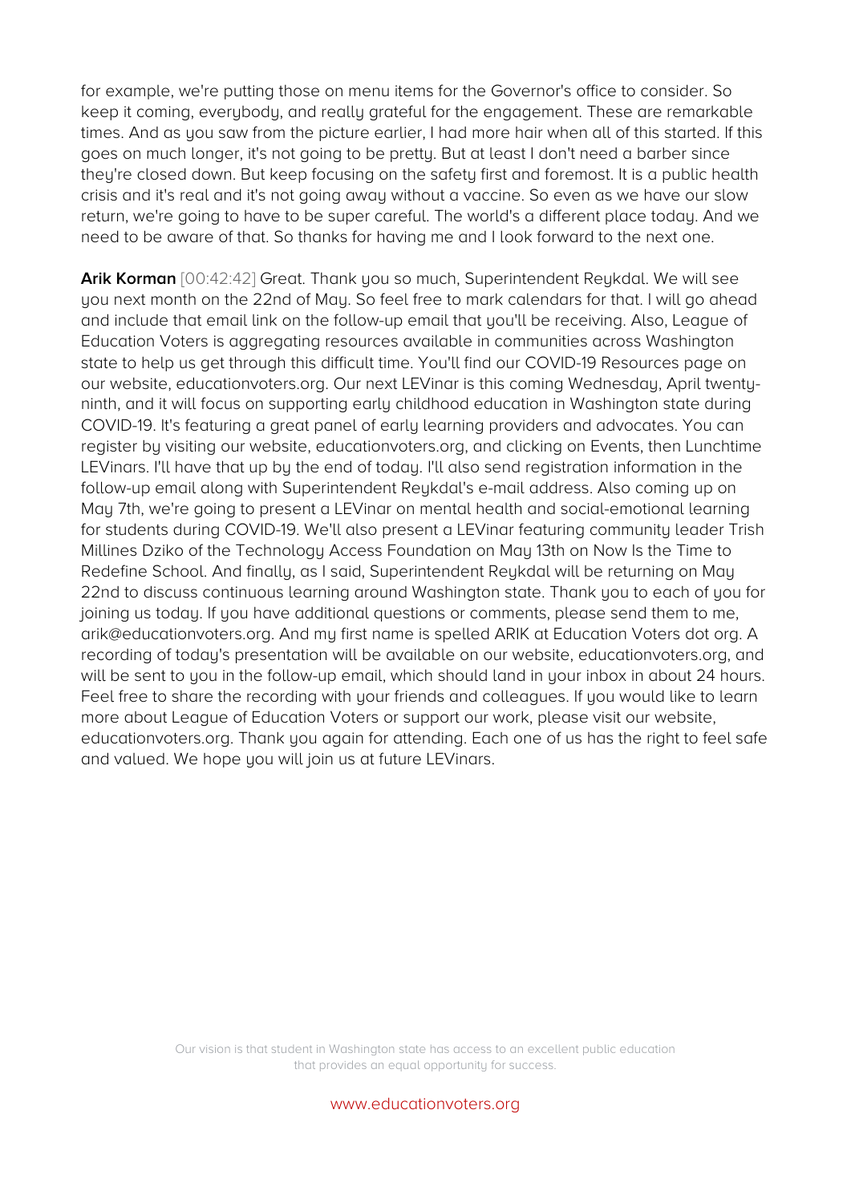for example, we're putting those on menu items for the Governor's office to consider. So keep it coming, everybody, and really grateful for the engagement. These are remarkable times. And as you saw from the picture earlier, I had more hair when all of this started. If this goes on much longer, it's not going to be pretty. But at least I don't need a barber since they're closed down. But keep focusing on the safety first and foremost. It is a public health crisis and it's real and it's not going away without a vaccine. So even as we have our slow return, we're going to have to be super careful. The world's a different place today. And we need to be aware of that. So thanks for having me and I look forward to the next one.

**Arik Korman** [00:42:42] Great. Thank you so much, Superintendent Reykdal. We will see you next month on the 22nd of May. So feel free to mark calendars for that. I will go ahead and include that email link on the follow-up email that you'll be receiving. Also, League of Education Voters is aggregating resources available in communities across Washington state to help us get through this difficult time. You'll find our COVID-19 Resources page on our website, educationvoters.org. Our next LEVinar is this coming Wednesday, April twenty-ninth, and it will focus on supporting early childhood education in Washington state during COVID-19. It's featuring a great panel of early learning providers and advocates. You can register by visiting our website, educationvoters.org, and clicking on Events, then Lunchtime LEVinars. I'll have that up by the end of today. I'll also send registration information in the follow-up email along with Superintendent Reykdal's e-mail address. Also coming up on May 7th, we're going to present a LEVinar on mental health and social-emotional learning for students during COVID-19. We'll also present a LEVinar featuring community leader Trish Millines Dziko of the Technology Access Foundation on May 13th on Now Is the Time to Redefine School. And finally, as I said, Superintendent Reykdal will be returning on May 22nd to discuss continuous learning around Washington state. Thank you to each of you for joining us today. If you have additional questions or comments, please send them to me, arik@educationvoters.org. And my first name is spelled ARIK at Education Voters dot org. A recording of today's presentation will be available on our website, educationvoters.org, and will be sent to you in the follow-up email, which should land in your inbox in about 24 hours. Feel free to share the recording with your friends and colleagues. If you would like to learn more about League of Education Voters or support our work, please visit our website, educationvoters.org. Thank you again for attending. Each one of us has the right to feel safe and valued. We hope you will join us at future LEVinars.